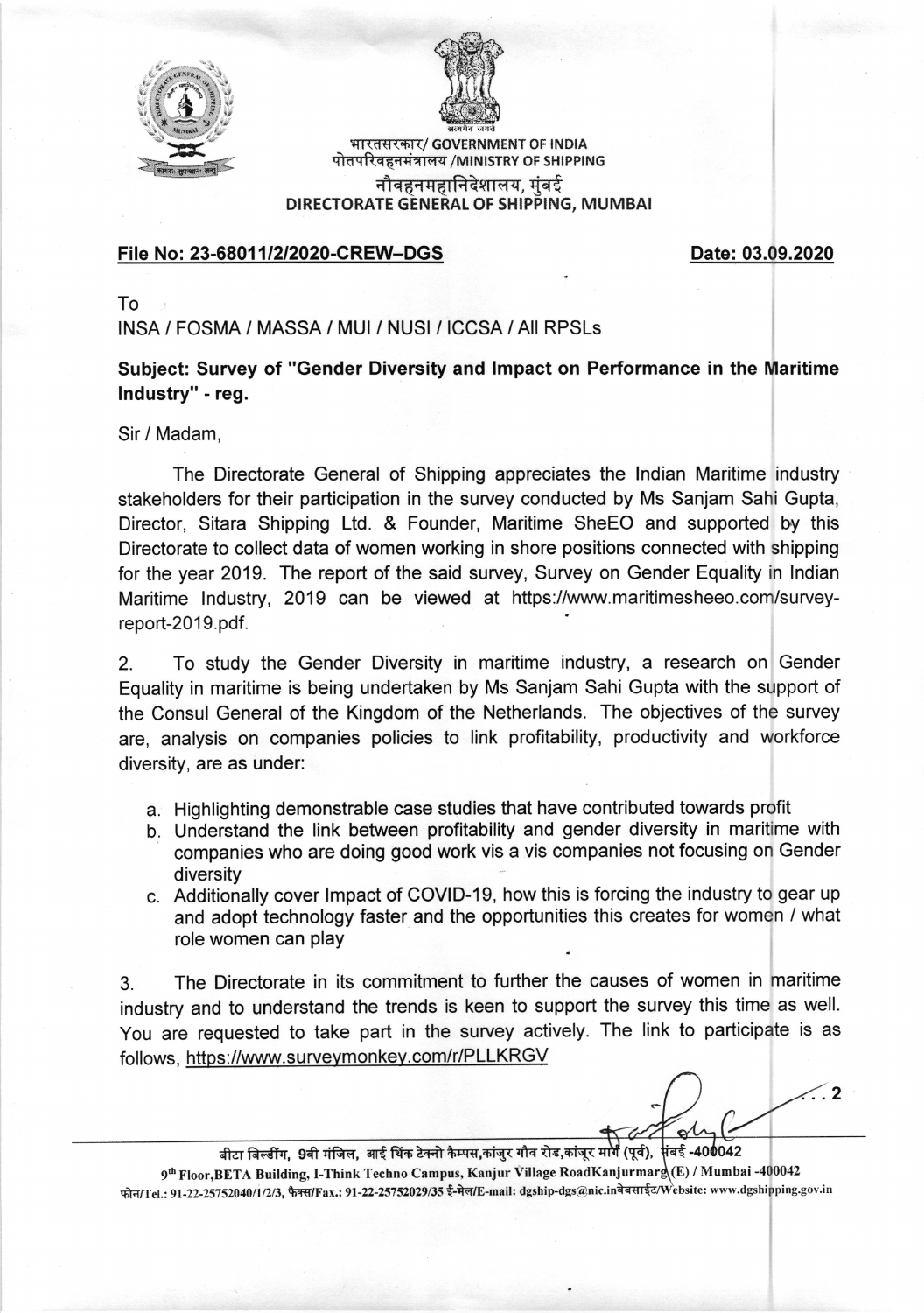भारतसरकार/ GOVERNMENT OF INDIA
पोतपरिवहनमंत्रालय /MINISTRY OF SHIPPING
नौवहनमहानिदेशालय, मुंबई
DIRECTORATE GENERAL OF SHIPPING, MUMBAI

**File No: 23-68011/2/2020-CREW–DGS** **Date: 03.09.2020**

To
INSA / FOSMA / MASSA / MUI / NUSI / ICCSA / All RPSLs

**Subject: Survey of "Gender Diversity and Impact on Performance in the Maritime Industry" - reg.**

Sir / Madam,

The Directorate General of Shipping appreciates the Indian Maritime industry stakeholders for their participation in the survey conducted by Ms Sanjam Sahi Gupta, Director, Sitara Shipping Ltd. & Founder, Maritime SheEO and supported by this Directorate to collect data of women working in shore positions connected with shipping for the year 2019. The report of the said survey, Survey on Gender Equality in Indian Maritime Industry, 2019 can be viewed at https://www.maritimesheeo.com/survey-report-2019.pdf.

2. To study the Gender Diversity in maritime industry, a research on Gender Equality in maritime is being undertaken by Ms Sanjam Sahi Gupta with the support of the Consul General of the Kingdom of the Netherlands. The objectives of the survey are, analysis on companies policies to link profitability, productivity and workforce diversity, are as under:

a. Highlighting demonstrable case studies that have contributed towards profit
b. Understand the link between profitability and gender diversity in maritime with companies who are doing good work vis a vis companies not focusing on Gender diversity
c. Additionally cover Impact of COVID-19, how this is forcing the industry to gear up and adopt technology faster and the opportunities this creates for women / what role women can play

3. The Directorate in its commitment to further the causes of women in maritime industry and to understand the trends is keen to support the survey this time as well. You are requested to take part in the survey actively. The link to participate is as follows, https://www.surveymonkey.com/r/PLLKRGV

...2

बीटा बिल्डींग, 9वी मंजिल, आई थिंक टेक्नो कैम्पस,कांजुर गौव रोड,कांजूर मार्ग (पूर्व), मुंबई -400042
9th Floor,BETA Building, I-Think Techno Campus, Kanjur Village RoadKanjurmarg(E) / Mumbai -400042
फोन/Tel.: 91-22-25752040/1/2/3, फैक्स/Fax.: 91-22-25752029/35 ई-मेल/E-mail: dgship-dgs@nic.inवेबसाईट/Website: www.dgshipping.gov.in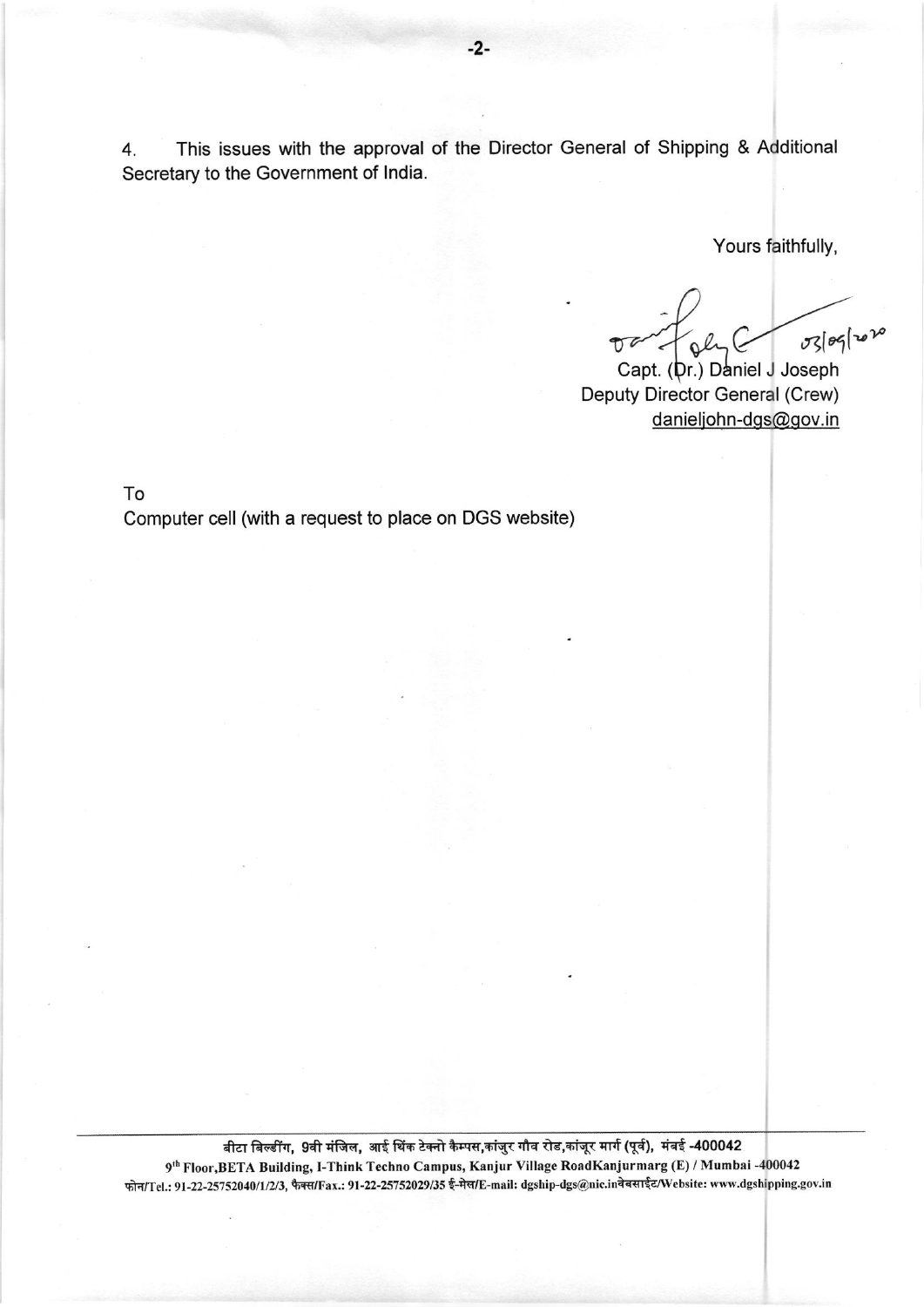4. This issues with the approval of the Director General of Shipping & Additional Secretary to the Government of India.

Yours faithfully,

03/09/2020

Capt. (Dr.) Daniel J Joseph
Deputy Director General (Crew)
danieljohn-dgs@gov.in

To
Computer cell (with a request to place on DGS website)

बीटा बिल्डींग, 9वी मंजिल, आई थिंक टेक्नो कैम्पस,कांजुर गाँव रोड,कांजूर मार्ग (पूर्व), मुंबई -400042
9th Floor,BETA Building, I-Think Techno Campus, Kanjur Village RoadKanjurmarg (E) / Mumbai -400042
फोन/Tel.: 91-22-25752040/1/2/3, फैक्स/Fax.: 91-22-25752029/35 ई-मेल/E-mail: dgship-dgs@nic.inवेबसाईट/Website: www.dgshipping.gov.in